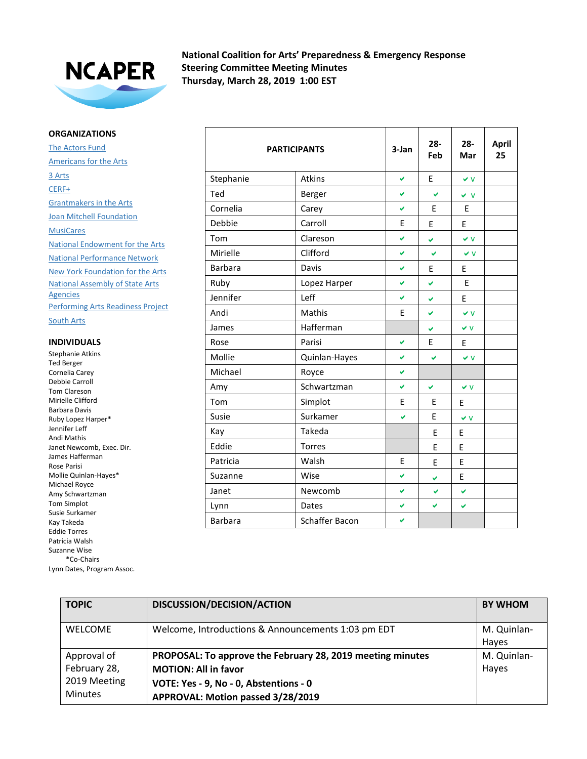# National Coalition for Arts' Preparedness & Emergency Response
## Steering Committee Meeting Minutes
### Thursday, March 28, 2019 1:00 EST

**ORGANIZATIONS**

- The Actors Fund
- Americans for the Arts
- 3 Arts
- CERF+
- Grantmakers in the Arts
- Joan Mitchell Foundation
- MusiCares
- National Endowment for the Arts
- National Performance Network
- New York Foundation for the Arts
- National Assembly of State Arts Agencies
- Performing Arts Readiness Project
- South Arts

**INDIVIDUALS**

Stephanie Atkins
Ted Berger
Cornelia Carey
Debbie Carroll
Tom Clareson
Mirielle Clifford
Barbara Davis
Ruby Lopez Harper*
Jennifer Leff
Andi Mathis
Janet Newcomb, Exec. Dir.
James Hafferman
Rose Parisi
Mollie Quinlan-Hayes*
Michael Royce
Amy Schwartzman
Tom Simplot
Susie Surkamer
Kay Takeda
Eddie Torres
Patricia Walsh
Suzanne Wise
*Co-Chairs
Lynn Dates, Program Assoc.

| PARTICIPANTS | | 3-Jan | 28-Feb | 28-Mar | April 25 |
|---|---|---|---|---|---|
| Stephanie | Atkins | ✔ | E | ✔ V | |
| Ted | Berger | ✔ | ✔ | ✔ V | |
| Cornelia | Carey | ✔ | E | E | |
| Debbie | Carroll | E | E | E | |
| Tom | Clareson | ✔ | ✔ | ✔ V | |
| Mirielle | Clifford | ✔ | ✔ | ✔ V | |
| Barbara | Davis | ✔ | E | E | |
| Ruby | Lopez Harper | ✔ | ✔ | E | |
| Jennifer | Leff | ✔ | ✔ | E | |
| Andi | Mathis | E | ✔ | ✔ V | |
| James | Hafferman | | ✔ | ✔ V | |
| Rose | Parisi | ✔ | E | E | |
| Mollie | Quinlan-Hayes | ✔ | ✔ | ✔ V | |
| Michael | Royce | ✔ | | | |
| Amy | Schwartzman | ✔ | ✔ | ✔ V | |
| Tom | Simplot | E | E | E | |
| Susie | Surkamer | ✔ | E | ✔ V | |
| Kay | Takeda | | E | E | |
| Eddie | Torres | | E | E | |
| Patricia | Walsh | E | E | E | |
| Suzanne | Wise | ✔ | ✔ | E | |
| Janet | Newcomb | ✔ | ✔ | ✔ | |
| Lynn | Dates | ✔ | ✔ | ✔ | |
| Barbara | Schaffer Bacon | ✔ | | | |

| TOPIC | DISCUSSION/DECISION/ACTION | BY WHOM |
|---|---|---|
| WELCOME | Welcome, Introductions & Announcements 1:03 pm EDT | M. Quinlan-Hayes |
| Approval of February 28, 2019 Meeting Minutes | **PROPOSAL: To approve the February 28, 2019 meeting minutes**<br>**MOTION: All in favor**<br>**VOTE: Yes - 9, No - 0, Abstentions - 0**<br>**APPROVAL: Motion passed 3/28/2019** | M. Quinlan-Hayes |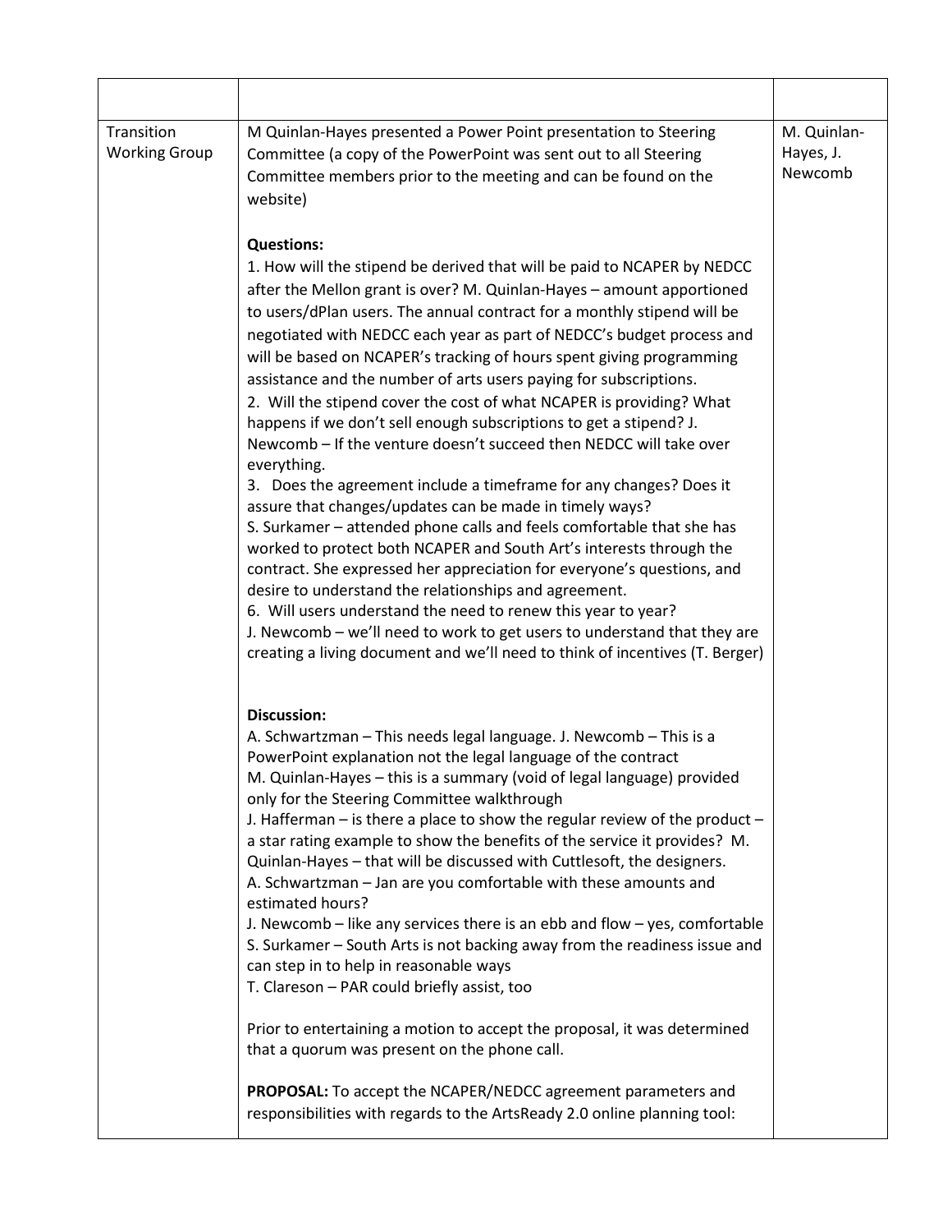| | | |
|---|---|---|
| Transition Working Group | M Quinlan-Hayes presented a Power Point presentation to Steering Committee (a copy of the PowerPoint was sent out to all Steering Committee members prior to the meeting and can be found on the website)<br><br>**Questions:**<br>1. How will the stipend be derived that will be paid to NCAPER by NEDCC after the Mellon grant is over? M. Quinlan-Hayes – amount apportioned to users/dPlan users. The annual contract for a monthly stipend will be negotiated with NEDCC each year as part of NEDCC's budget process and will be based on NCAPER's tracking of hours spent giving programming assistance and the number of arts users paying for subscriptions.<br>2. Will the stipend cover the cost of what NCAPER is providing? What happens if we don't sell enough subscriptions to get a stipend? J. Newcomb – If the venture doesn't succeed then NEDCC will take over everything.<br>3. Does the agreement include a timeframe for any changes? Does it assure that changes/updates can be made in timely ways?<br>S. Surkamer – attended phone calls and feels comfortable that she has worked to protect both NCAPER and South Art's interests through the contract. She expressed her appreciation for everyone's questions, and desire to understand the relationships and agreement.<br>6. Will users understand the need to renew this year to year?<br>J. Newcomb – we'll need to work to get users to understand that they are creating a living document and we'll need to think of incentives (T. Berger)<br><br>**Discussion:**<br>A. Schwartzman – This needs legal language. J. Newcomb – This is a PowerPoint explanation not the legal language of the contract<br>M. Quinlan-Hayes – this is a summary (void of legal language) provided only for the Steering Committee walkthrough<br>J. Hafferman – is there a place to show the regular review of the product – a star rating example to show the benefits of the service it provides? M. Quinlan-Hayes – that will be discussed with Cuttlesoft, the designers.<br>A. Schwartzman – Jan are you comfortable with these amounts and estimated hours?<br>J. Newcomb – like any services there is an ebb and flow – yes, comfortable<br>S. Surkamer – South Arts is not backing away from the readiness issue and can step in to help in reasonable ways<br>T. Clareson – PAR could briefly assist, too<br><br>Prior to entertaining a motion to accept the proposal, it was determined that a quorum was present on the phone call.<br><br>**PROPOSAL:** To accept the NCAPER/NEDCC agreement parameters and responsibilities with regards to the ArtsReady 2.0 online planning tool: | M. Quinlan-Hayes, J. Newcomb |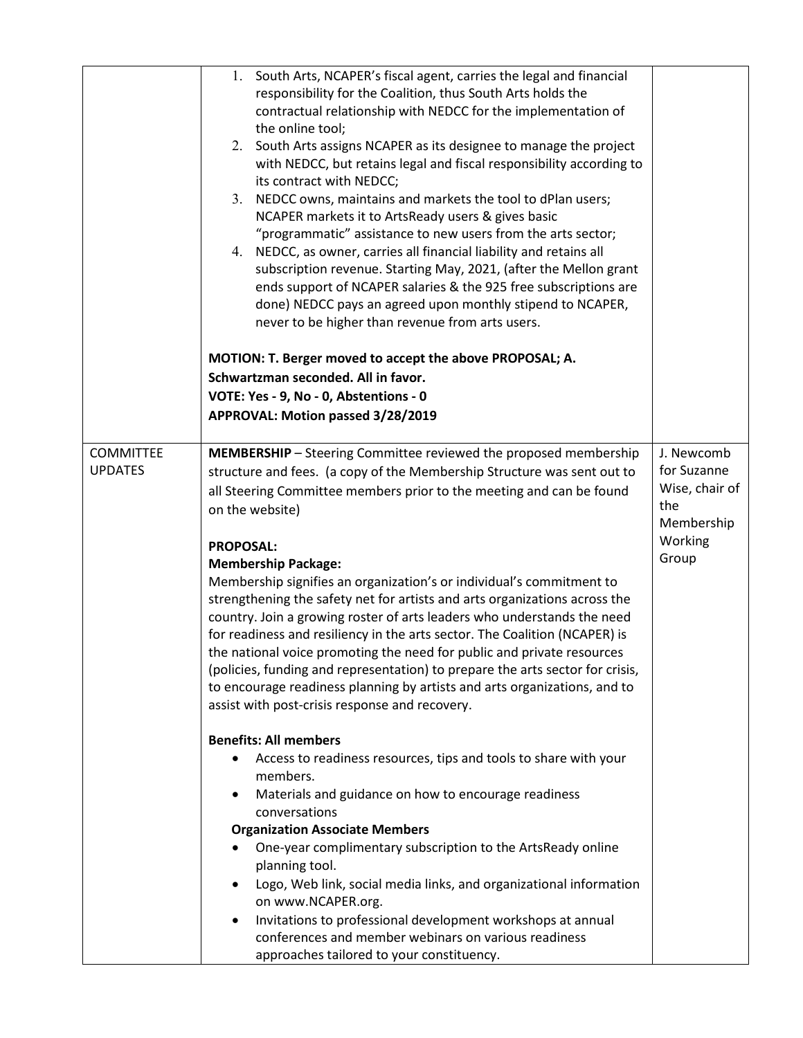| | | |
|---|---|---|
| | 1. South Arts, NCAPER's fiscal agent, carries the legal and financial responsibility for the Coalition, thus South Arts holds the contractual relationship with NEDCC for the implementation of the online tool;<br>2. South Arts assigns NCAPER as its designee to manage the project with NEDCC, but retains legal and fiscal responsibility according to its contract with NEDCC;<br>3. NEDCC owns, maintains and markets the tool to dPlan users; NCAPER markets it to ArtsReady users & gives basic "programmatic" assistance to new users from the arts sector;<br>4. NEDCC, as owner, carries all financial liability and retains all subscription revenue. Starting May, 2021, (after the Mellon grant ends support of NCAPER salaries & the 925 free subscriptions are done) NEDCC pays an agreed upon monthly stipend to NCAPER, never to be higher than revenue from arts users.<br><br>**MOTION: T. Berger moved to accept the above PROPOSAL; A. Schwartzman seconded. All in favor.**<br>**VOTE: Yes - 9, No - 0, Abstentions - 0**<br>**APPROVAL: Motion passed 3/28/2019** | |
| COMMITTEE UPDATES | **MEMBERSHIP** – Steering Committee reviewed the proposed membership structure and fees. (a copy of the Membership Structure was sent out to all Steering Committee members prior to the meeting and can be found on the website)<br><br>**PROPOSAL:**<br>**Membership Package:**<br>Membership signifies an organization's or individual's commitment to strengthening the safety net for artists and arts organizations across the country. Join a growing roster of arts leaders who understands the need for readiness and resiliency in the arts sector. The Coalition (NCAPER) is the national voice promoting the need for public and private resources (policies, funding and representation) to prepare the arts sector for crisis, to encourage readiness planning by artists and arts organizations, and to assist with post-crisis response and recovery.<br><br>**Benefits: All members**<br>• Access to readiness resources, tips and tools to share with your members.<br>• Materials and guidance on how to encourage readiness conversations<br>**Organization Associate Members**<br>• One-year complimentary subscription to the ArtsReady online planning tool.<br>• Logo, Web link, social media links, and organizational information on www.NCAPER.org.<br>• Invitations to professional development workshops at annual conferences and member webinars on various readiness approaches tailored to your constituency. | J. Newcomb for Suzanne Wise, chair of the Membership Working Group |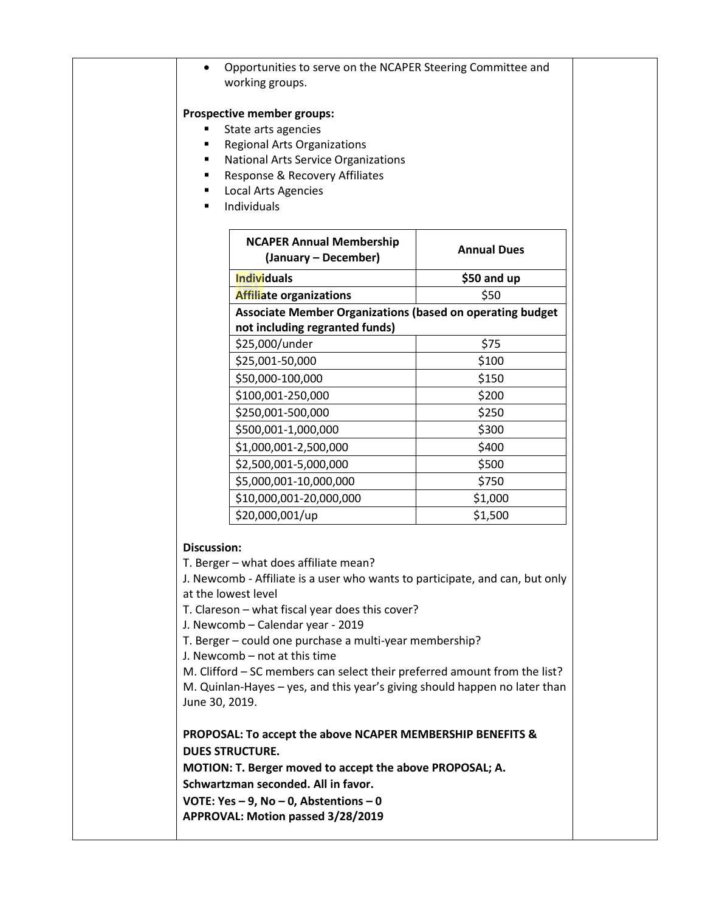- Opportunities to serve on the NCAPER Steering Committee and working groups.

**Prospective member groups:**

- State arts agencies
- Regional Arts Organizations
- National Arts Service Organizations
- Response & Recovery Affiliates
- Local Arts Agencies
- Individuals

| NCAPER Annual Membership (January – December) | Annual Dues |
| --- | --- |
| **Individuals** | **$50 and up** |
| **Affiliate organizations** | $50 |
| **Associate Member Organizations (based on operating budget not including regranted funds)** | |
| $25,000/under | $75 |
| $25,001-50,000 | $100 |
| $50,000-100,000 | $150 |
| $100,001-250,000 | $200 |
| $250,001-500,000 | $250 |
| $500,001-1,000,000 | $300 |
| $1,000,001-2,500,000 | $400 |
| $2,500,001-5,000,000 | $500 |
| $5,000,001-10,000,000 | $750 |
| $10,000,001-20,000,000 | $1,000 |
| $20,000,001/up | $1,500 |

**Discussion:**

T. Berger – what does affiliate mean?
J. Newcomb - Affiliate is a user who wants to participate, and can, but only at the lowest level
T. Clareson – what fiscal year does this cover?
J. Newcomb – Calendar year - 2019
T. Berger – could one purchase a multi-year membership?
J. Newcomb – not at this time
M. Clifford – SC members can select their preferred amount from the list?
M. Quinlan-Hayes – yes, and this year's giving should happen no later than June 30, 2019.

**PROPOSAL: To accept the above NCAPER MEMBERSHIP BENEFITS & DUES STRUCTURE.**
**MOTION: T. Berger moved to accept the above PROPOSAL; A. Schwartzman seconded. All in favor.**
**VOTE: Yes – 9, No – 0, Abstentions – 0**
**APPROVAL: Motion passed 3/28/2019**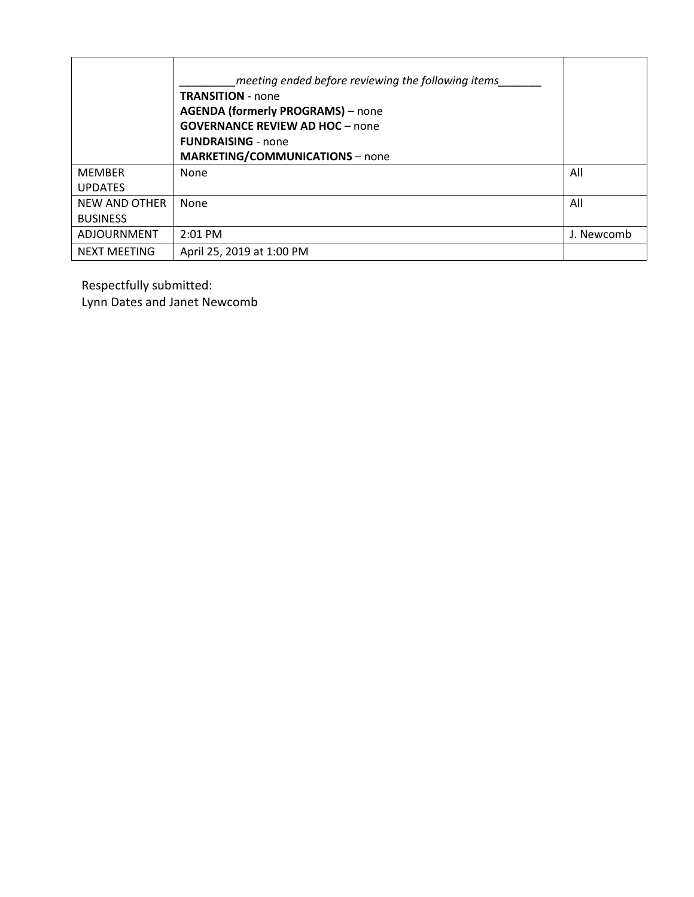| | | |
|---|---|---|
| | _________*meeting ended before reviewing the following items*_______<br>**TRANSITION** - none<br>**AGENDA (formerly PROGRAMS)** – none<br>**GOVERNANCE REVIEW AD HOC** – none<br>**FUNDRAISING** - none<br>**MARKETING/COMMUNICATIONS** – none | |
| MEMBER UPDATES | None | All |
| NEW AND OTHER BUSINESS | None | All |
| ADJOURNMENT | 2:01 PM | J. Newcomb |
| NEXT MEETING | April 25, 2019 at 1:00 PM | |

Respectfully submitted:
Lynn Dates and Janet Newcomb